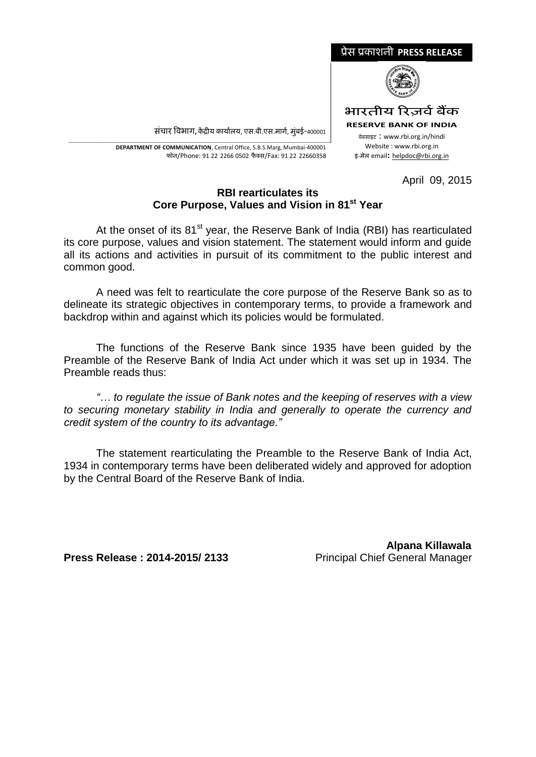प्रेस प्रकाशनी **PRESS RELEASE**

भारतीय रिज़र्व बैंक
**RESERVE BANK OF INDIA**

वेबसाइट : www.rbi.org.in/hindi
Website : www.rbi.org.in
इ-मेल email: helpdoc@rbi.org.in

संचार विभाग, केंद्रीय कार्यालय, एस.बी.एस.मार्ग, मुंबई-400001

**DEPARTMENT OF COMMUNICATION**, Central Office, S.B.S.Marg, Mumbai-400001
फोन/Phone: 91 22 2266 0502 फैक्स/Fax: 91 22 22660358

April 09, 2015

## RBI rearticulates its Core Purpose, Values and Vision in 81st Year

At the onset of its 81st year, the Reserve Bank of India (RBI) has rearticulated its core purpose, values and vision statement. The statement would inform and guide all its actions and activities in pursuit of its commitment to the public interest and common good.

A need was felt to rearticulate the core purpose of the Reserve Bank so as to delineate its strategic objectives in contemporary terms, to provide a framework and backdrop within and against which its policies would be formulated.

The functions of the Reserve Bank since 1935 have been guided by the Preamble of the Reserve Bank of India Act under which it was set up in 1934. The Preamble reads thus:

*"… to regulate the issue of Bank notes and the keeping of reserves with a view to securing monetary stability in India and generally to operate the currency and credit system of the country to its advantage."*

The statement rearticulating the Preamble to the Reserve Bank of India Act, 1934 in contemporary terms have been deliberated widely and approved for adoption by the Central Board of the Reserve Bank of India.

**Alpana Killawala**
Principal Chief General Manager

**Press Release : 2014-2015/ 2133**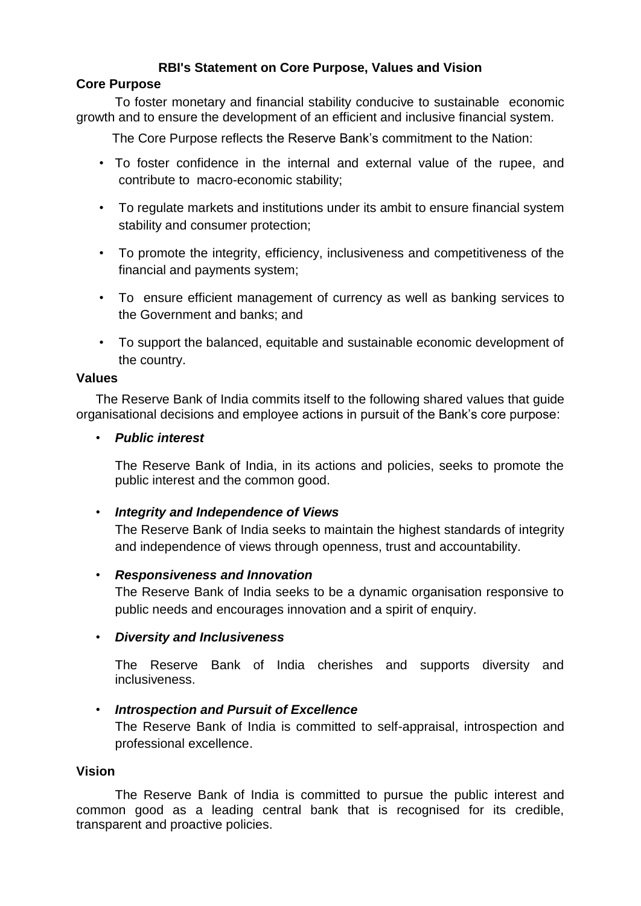# RBI's Statement on Core Purpose, Values and Vision

## Core Purpose

To foster monetary and financial stability conducive to sustainable economic growth and to ensure the development of an efficient and inclusive financial system.

The Core Purpose reflects the Reserve Bank's commitment to the Nation:

- To foster confidence in the internal and external value of the rupee, and contribute to macro-economic stability;
- To regulate markets and institutions under its ambit to ensure financial system stability and consumer protection;
- To promote the integrity, efficiency, inclusiveness and competitiveness of the financial and payments system;
- To ensure efficient management of currency as well as banking services to the Government and banks; and
- To support the balanced, equitable and sustainable economic development of the country.

## Values

The Reserve Bank of India commits itself to the following shared values that guide organisational decisions and employee actions in pursuit of the Bank's core purpose:

- ***Public interest***

  The Reserve Bank of India, in its actions and policies, seeks to promote the public interest and the common good.

- ***Integrity and Independence of Views***

  The Reserve Bank of India seeks to maintain the highest standards of integrity and independence of views through openness, trust and accountability.

- ***Responsiveness and Innovation***

  The Reserve Bank of India seeks to be a dynamic organisation responsive to public needs and encourages innovation and a spirit of enquiry.

- ***Diversity and Inclusiveness***

  The Reserve Bank of India cherishes and supports diversity and inclusiveness.

- ***Introspection and Pursuit of Excellence***

  The Reserve Bank of India is committed to self-appraisal, introspection and professional excellence.

## Vision

The Reserve Bank of India is committed to pursue the public interest and common good as a leading central bank that is recognised for its credible, transparent and proactive policies.